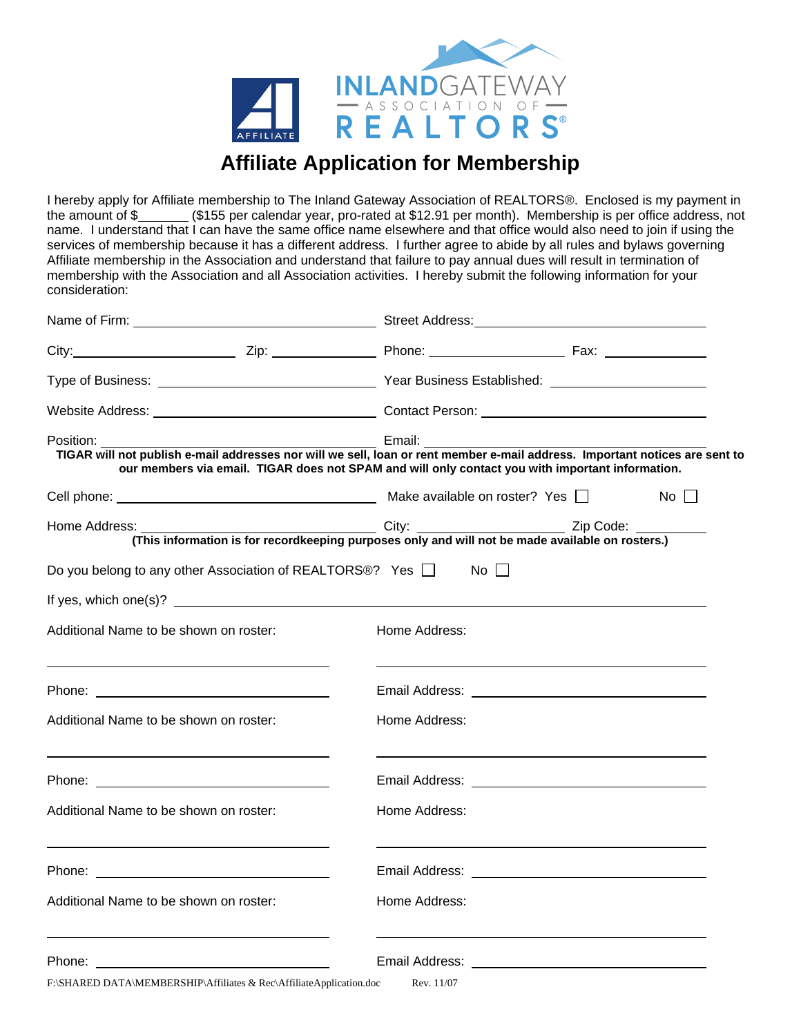INLAND GATEWAY ASSOCIATION OF REALTORS®

AFFILIATE

# Affiliate Application for Membership

I hereby apply for Affiliate membership to The Inland Gateway Association of REALTORS®. Enclosed is my payment in the amount of $_______ ($155 per calendar year, pro-rated at $12.91 per month). Membership is per office address, not name. I understand that I can have the same office name elsewhere and that office would also need to join if using the services of membership because it has a different address. I further agree to abide by all rules and bylaws governing Affiliate membership in the Association and understand that failure to pay annual dues will result in termination of membership with the Association and all Association activities. I hereby submit the following information for your consideration:

Name of Firm: ______________________ Street Address: ______________________

City: ______________ Zip: __________ Phone: ______________ Fax: __________

Type of Business: ______________________ Year Business Established: ______________

Website Address: ______________________ Contact Person: ______________________

Position: ______________________ Email: ______________________

**TIGAR will not publish e-mail addresses nor will we sell, loan or rent member e-mail address. Important notices are sent to our members via email. TIGAR does not SPAM and will only contact you with important information.**

Cell phone: ______________________ Make available on roster? Yes ☐ No ☐

Home Address: ______________________ City: ______________ Zip Code: __________

**(This information is for recordkeeping purposes only and will not be made available on rosters.)**

Do you belong to any other Association of REALTORS®? Yes ☐ No ☐

If yes, which one(s)? ______________________________________________

Additional Name to be shown on roster: ______________________ Home Address: ______________________

Phone: ______________________ Email Address: ______________________

Additional Name to be shown on roster: ______________________ Home Address: ______________________

Phone: ______________________ Email Address: ______________________

Additional Name to be shown on roster: ______________________ Home Address: ______________________

Phone: ______________________ Email Address: ______________________

Additional Name to be shown on roster: ______________________ Home Address: ______________________

Phone: ______________________ Email Address: ______________________

F:\SHARED DATA\MEMBERSHIP\Affiliates & Rec\AffiliateApplication.doc Rev. 11/07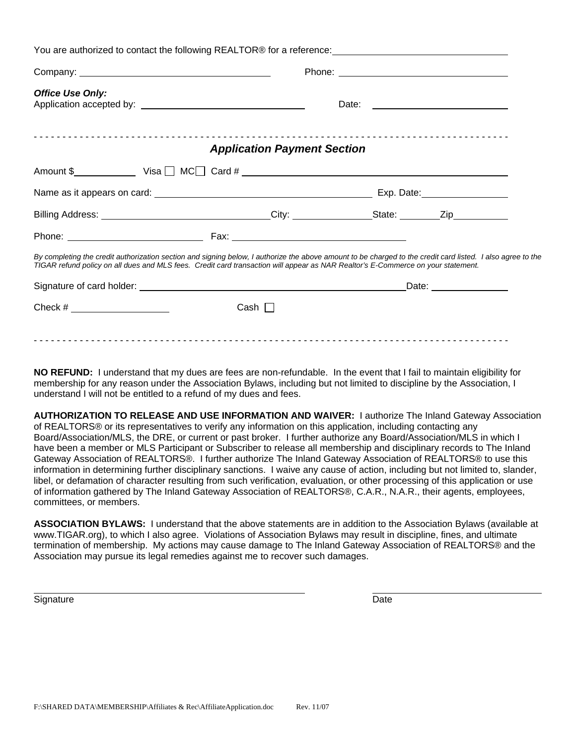You are authorized to contact the following REALTOR® for a reference: ______________________________

Company: ______________________________ Phone: ______________________________

***Office Use Only:***
Application accepted by: ______________________________ Date: ______________________________

- - - - - - - - - - - - - - - - - - - - - - - - - - - - - - - - - - - - - - - - - - - - - - - -

## *Application Payment Section*

Amount $__________ Visa ☐ MC☐ Card # ______________________________________________

Name as it appears on card: ______________________________________ Exp. Date:______________

Billing Address: ______________________________City: ______________State: ________Zip__________

Phone: ______________________ Fax: ______________________________

*By completing the credit authorization section and signing below, I authorize the above amount to be charged to the credit card listed. I also agree to the TIGAR refund policy on all dues and MLS fees. Credit card transaction will appear as NAR Realtor's E-Commerce on your statement.*

Signature of card holder: ______________________________________________Date: ______________

Check # __________________ Cash ☐

- - - - - - - - - - - - - - - - - - - - - - - - - - - - - - - - - - - - - - - - - - - - - - - - -

**NO REFUND:** I understand that my dues are fees are non-refundable. In the event that I fail to maintain eligibility for membership for any reason under the Association Bylaws, including but not limited to discipline by the Association, I understand I will not be entitled to a refund of my dues and fees.

**AUTHORIZATION TO RELEASE AND USE INFORMATION AND WAIVER:** I authorize The Inland Gateway Association of REALTORS® or its representatives to verify any information on this application, including contacting any Board/Association/MLS, the DRE, or current or past broker. I further authorize any Board/Association/MLS in which I have been a member or MLS Participant or Subscriber to release all membership and disciplinary records to The Inland Gateway Association of REALTORS®. I further authorize The Inland Gateway Association of REALTORS® to use this information in determining further disciplinary sanctions. I waive any cause of action, including but not limited to, slander, libel, or defamation of character resulting from such verification, evaluation, or other processing of this application or use of information gathered by The Inland Gateway Association of REALTORS®, C.A.R., N.A.R., their agents, employees, committees, or members.

**ASSOCIATION BYLAWS:** I understand that the above statements are in addition to the Association Bylaws (available at www.TIGAR.org), to which I also agree. Violations of Association Bylaws may result in discipline, fines, and ultimate termination of membership. My actions may cause damage to The Inland Gateway Association of REALTORS® and the Association may pursue its legal remedies against me to recover such damages.

______________________________________ ______________________________

Signature Date

F:\SHARED DATA\MEMBERSHIP\Affiliates & Rec\AffiliateApplication.doc Rev. 11/07